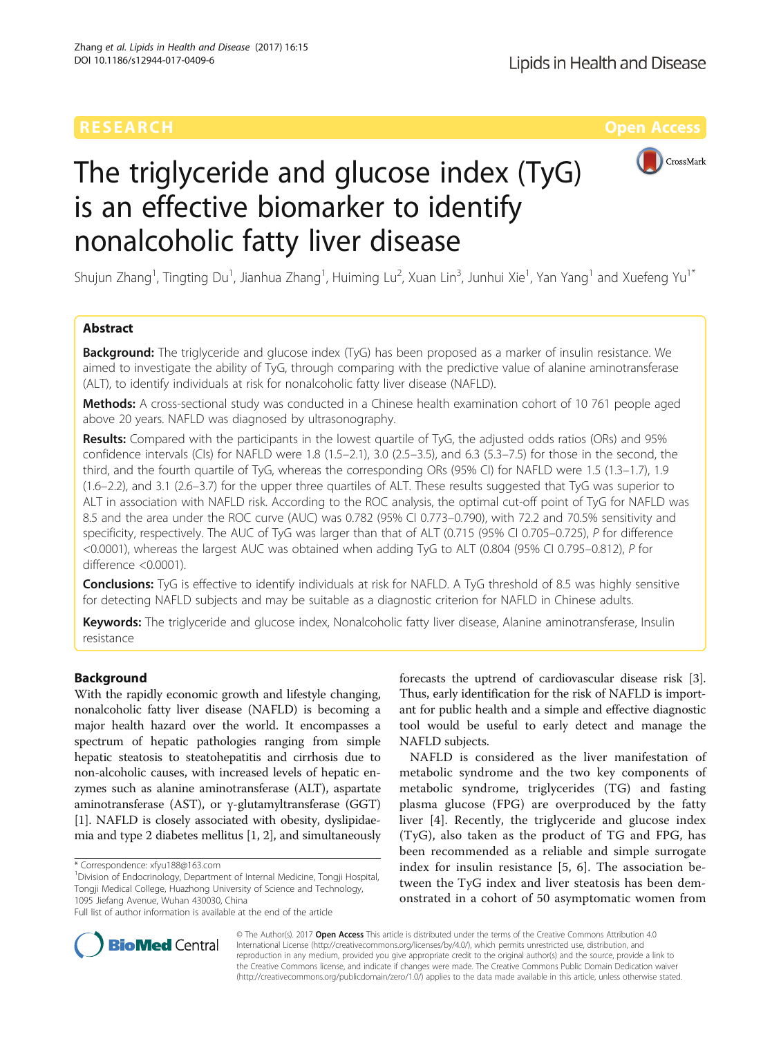RESEARCH

Open Access

# The triglyceride and glucose index (TyG) is an effective biomarker to identify nonalcoholic fatty liver disease

Shujun Zhang[1], Tingting Du[1], Jianhua Zhang[1], Huiming Lu[2], Xuan Lin[3], Junhui Xie[1], Yan Yang[1] and Xuefeng Yu[1*]

## Abstract

**Background:** The triglyceride and glucose index (TyG) has been proposed as a marker of insulin resistance. We aimed to investigate the ability of TyG, through comparing with the predictive value of alanine aminotransferase (ALT), to identify individuals at risk for nonalcoholic fatty liver disease (NAFLD).

**Methods:** A cross-sectional study was conducted in a Chinese health examination cohort of 10 761 people aged above 20 years. NAFLD was diagnosed by ultrasonography.

**Results:** Compared with the participants in the lowest quartile of TyG, the adjusted odds ratios (ORs) and 95% confidence intervals (CIs) for NAFLD were 1.8 (1.5–2.1), 3.0 (2.5–3.5), and 6.3 (5.3–7.5) for those in the second, the third, and the fourth quartile of TyG, whereas the corresponding ORs (95% CI) for NAFLD were 1.5 (1.3–1.7), 1.9 (1.6–2.2), and 3.1 (2.6–3.7) for the upper three quartiles of ALT. These results suggested that TyG was superior to ALT in association with NAFLD risk. According to the ROC analysis, the optimal cut-off point of TyG for NAFLD was 8.5 and the area under the ROC curve (AUC) was 0.782 (95% CI 0.773–0.790), with 72.2 and 70.5% sensitivity and specificity, respectively. The AUC of TyG was larger than that of ALT (0.715 (95% CI 0.705–0.725), *P* for difference <0.0001), whereas the largest AUC was obtained when adding TyG to ALT (0.804 (95% CI 0.795–0.812), *P* for difference <0.0001).

**Conclusions:** TyG is effective to identify individuals at risk for NAFLD. A TyG threshold of 8.5 was highly sensitive for detecting NAFLD subjects and may be suitable as a diagnostic criterion for NAFLD in Chinese adults.

**Keywords:** The triglyceride and glucose index, Nonalcoholic fatty liver disease, Alanine aminotransferase, Insulin resistance

## Background

With the rapidly economic growth and lifestyle changing, nonalcoholic fatty liver disease (NAFLD) is becoming a major health hazard over the world. It encompasses a spectrum of hepatic pathologies ranging from simple hepatic steatosis to steatohepatitis and cirrhosis due to non-alcoholic causes, with increased levels of hepatic enzymes such as alanine aminotransferase (ALT), aspartate aminotransferase (AST), or γ-glutamyltransferase (GGT) [1]. NAFLD is closely associated with obesity, dyslipidaemia and type 2 diabetes mellitus [1, 2], and simultaneously forecasts the uptrend of cardiovascular disease risk [3]. Thus, early identification for the risk of NAFLD is important for public health and a simple and effective diagnostic tool would be useful to early detect and manage the NAFLD subjects.

NAFLD is considered as the liver manifestation of metabolic syndrome and the two key components of metabolic syndrome, triglycerides (TG) and fasting plasma glucose (FPG) are overproduced by the fatty liver [4]. Recently, the triglyceride and glucose index (TyG), also taken as the product of TG and FPG, has been recommended as a reliable and simple surrogate index for insulin resistance [5, 6]. The association between the TyG index and liver steatosis has been demonstrated in a cohort of 50 asymptomatic women from

\* Correspondence: xfyu188@163.com
[1]Division of Endocrinology, Department of Internal Medicine, Tongji Hospital, Tongji Medical College, Huazhong University of Science and Technology, 1095 Jiefang Avenue, Wuhan 430030, China
Full list of author information is available at the end of the article

© The Author(s). 2017 **Open Access** This article is distributed under the terms of the Creative Commons Attribution 4.0 International License (http://creativecommons.org/licenses/by/4.0/), which permits unrestricted use, distribution, and reproduction in any medium, provided you give appropriate credit to the original author(s) and the source, provide a link to the Creative Commons license, and indicate if changes were made. The Creative Commons Public Domain Dedication waiver (http://creativecommons.org/publicdomain/zero/1.0/) applies to the data made available in this article, unless otherwise stated.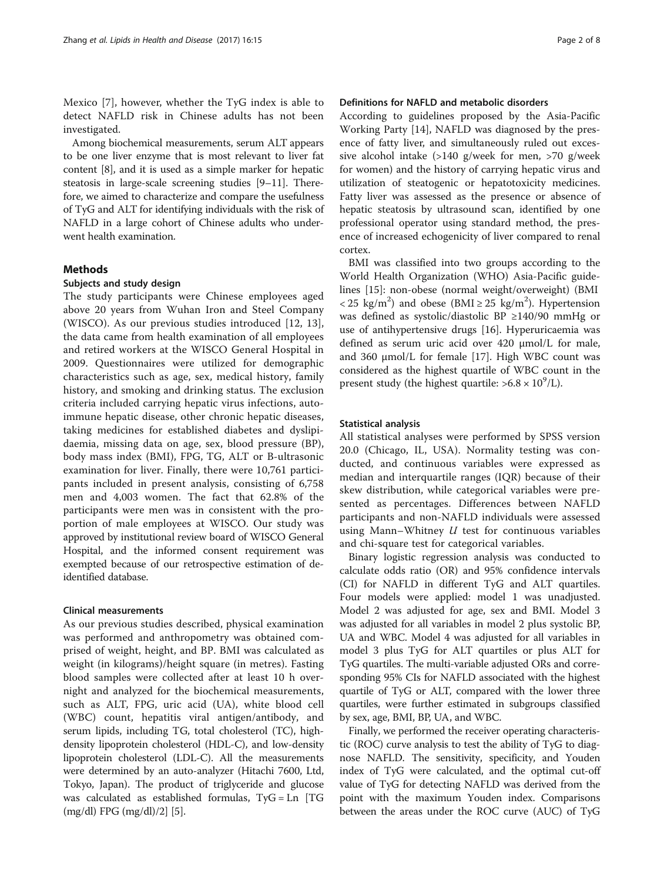Mexico [7], however, whether the TyG index is able to detect NAFLD risk in Chinese adults has not been investigated.

Among biochemical measurements, serum ALT appears to be one liver enzyme that is most relevant to liver fat content [8], and it is used as a simple marker for hepatic steatosis in large-scale screening studies [9–11]. Therefore, we aimed to characterize and compare the usefulness of TyG and ALT for identifying individuals with the risk of NAFLD in a large cohort of Chinese adults who underwent health examination.

## Methods

### Subjects and study design

The study participants were Chinese employees aged above 20 years from Wuhan Iron and Steel Company (WISCO). As our previous studies introduced [12, 13], the data came from health examination of all employees and retired workers at the WISCO General Hospital in 2009. Questionnaires were utilized for demographic characteristics such as age, sex, medical history, family history, and smoking and drinking status. The exclusion criteria included carrying hepatic virus infections, autoimmune hepatic disease, other chronic hepatic diseases, taking medicines for established diabetes and dyslipidaemia, missing data on age, sex, blood pressure (BP), body mass index (BMI), FPG, TG, ALT or B-ultrasonic examination for liver. Finally, there were 10,761 participants included in present analysis, consisting of 6,758 men and 4,003 women. The fact that 62.8% of the participants were men was in consistent with the proportion of male employees at WISCO. Our study was approved by institutional review board of WISCO General Hospital, and the informed consent requirement was exempted because of our retrospective estimation of de-identified database.

### Clinical measurements

As our previous studies described, physical examination was performed and anthropometry was obtained comprised of weight, height, and BP. BMI was calculated as weight (in kilograms)/height square (in metres). Fasting blood samples were collected after at least 10 h overnight and analyzed for the biochemical measurements, such as ALT, FPG, uric acid (UA), white blood cell (WBC) count, hepatitis viral antigen/antibody, and serum lipids, including TG, total cholesterol (TC), high-density lipoprotein cholesterol (HDL-C), and low-density lipoprotein cholesterol (LDL-C). All the measurements were determined by an auto-analyzer (Hitachi 7600, Ltd, Tokyo, Japan). The product of triglyceride and glucose was calculated as established formulas, TyG = Ln [TG (mg/dl) FPG (mg/dl)/2] [5].

### Definitions for NAFLD and metabolic disorders

According to guidelines proposed by the Asia-Pacific Working Party [14], NAFLD was diagnosed by the presence of fatty liver, and simultaneously ruled out excessive alcohol intake (>140 g/week for men, >70 g/week for women) and the history of carrying hepatic virus and utilization of steatogenic or hepatotoxicity medicines. Fatty liver was assessed as the presence or absence of hepatic steatosis by ultrasound scan, identified by one professional operator using standard method, the presence of increased echogenicity of liver compared to renal cortex.

BMI was classified into two groups according to the World Health Organization (WHO) Asia-Pacific guidelines [15]: non-obese (normal weight/overweight) (BMI $< 25$ kg/m$^2$) and obese (BMI $\geq 25$ kg/m$^2$). Hypertension was defined as systolic/diastolic BP ≥140/90 mmHg or use of antihypertensive drugs [16]. Hyperuricaemia was defined as serum uric acid over 420 μmol/L for male, and 360 μmol/L for female [17]. High WBC count was considered as the highest quartile of WBC count in the present study (the highest quartile: $>6.8 \times 10^9$/L).

### Statistical analysis

All statistical analyses were performed by SPSS version 20.0 (Chicago, IL, USA). Normality testing was conducted, and continuous variables were expressed as median and interquartile ranges (IQR) because of their skew distribution, while categorical variables were presented as percentages. Differences between NAFLD participants and non-NAFLD individuals were assessed using Mann–Whitney *U* test for continuous variables and chi-square test for categorical variables.

Binary logistic regression analysis was conducted to calculate odds ratio (OR) and 95% confidence intervals (CI) for NAFLD in different TyG and ALT quartiles. Four models were applied: model 1 was unadjusted. Model 2 was adjusted for age, sex and BMI. Model 3 was adjusted for all variables in model 2 plus systolic BP, UA and WBC. Model 4 was adjusted for all variables in model 3 plus TyG for ALT quartiles or plus ALT for TyG quartiles. The multi-variable adjusted ORs and corresponding 95% CIs for NAFLD associated with the highest quartile of TyG or ALT, compared with the lower three quartiles, were further estimated in subgroups classified by sex, age, BMI, BP, UA, and WBC.

Finally, we performed the receiver operating characteristic (ROC) curve analysis to test the ability of TyG to diagnose NAFLD. The sensitivity, specificity, and Youden index of TyG were calculated, and the optimal cut-off value of TyG for detecting NAFLD was derived from the point with the maximum Youden index. Comparisons between the areas under the ROC curve (AUC) of TyG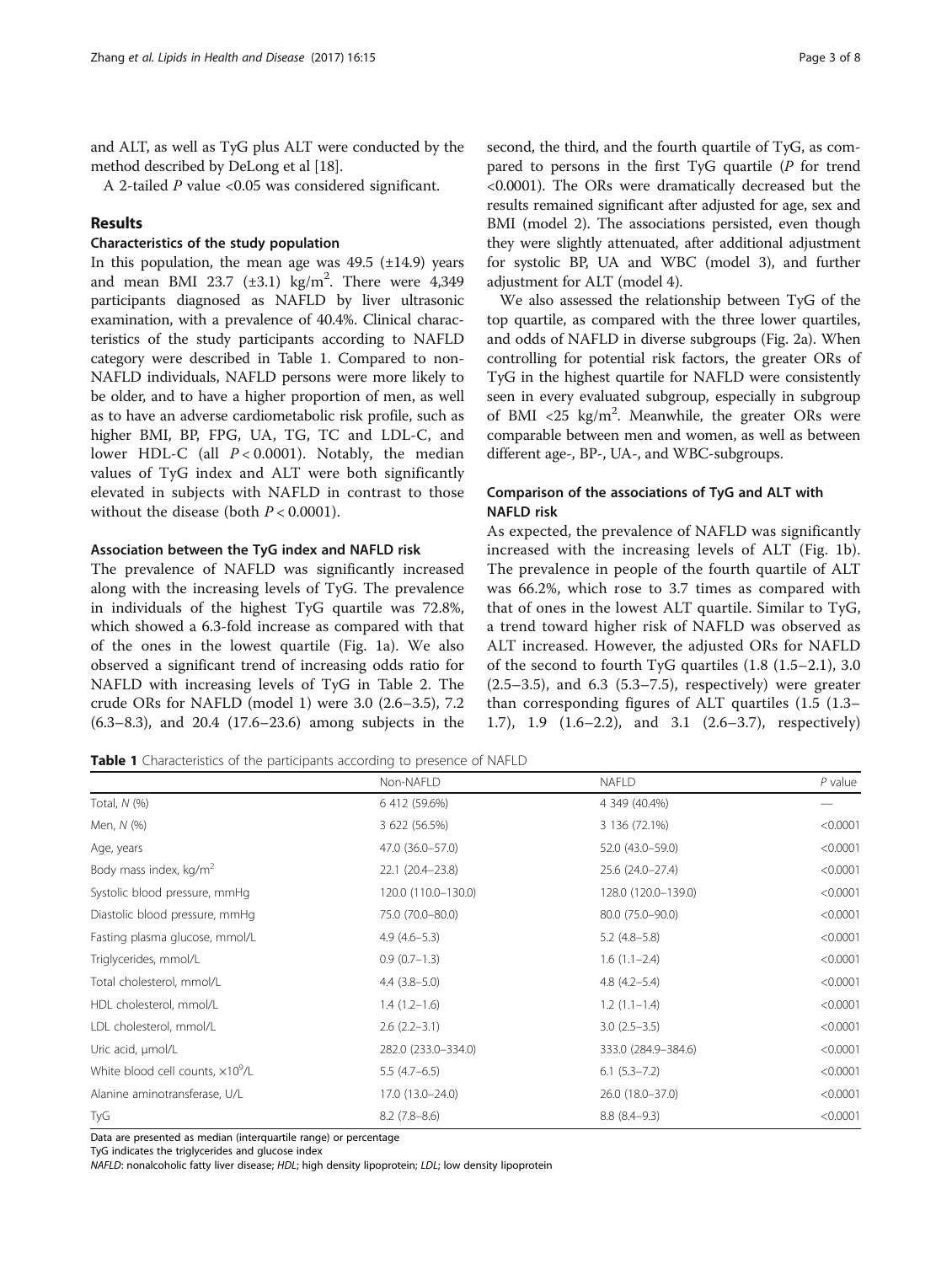and ALT, as well as TyG plus ALT were conducted by the method described by DeLong et al [18].

A 2-tailed *P* value <0.05 was considered significant.

## Results

### Characteristics of the study population

In this population, the mean age was 49.5 (±14.9) years and mean BMI 23.7 (±3.1) kg/m$^2$. There were 4,349 participants diagnosed as NAFLD by liver ultrasonic examination, with a prevalence of 40.4%. Clinical characteristics of the study participants according to NAFLD category were described in Table 1. Compared to non-NAFLD individuals, NAFLD persons were more likely to be older, and to have a higher proportion of men, as well as to have an adverse cardiometabolic risk profile, such as higher BMI, BP, FPG, UA, TG, TC and LDL-C, and lower HDL-C (all $P < 0.0001$). Notably, the median values of TyG index and ALT were both significantly elevated in subjects with NAFLD in contrast to those without the disease (both $P < 0.0001$).

### Association between the TyG index and NAFLD risk

The prevalence of NAFLD was significantly increased along with the increasing levels of TyG. The prevalence in individuals of the highest TyG quartile was 72.8%, which showed a 6.3-fold increase as compared with that of the ones in the lowest quartile (Fig. 1a). We also observed a significant trend of increasing odds ratio for NAFLD with increasing levels of TyG in Table 2. The crude ORs for NAFLD (model 1) were 3.0 (2.6–3.5), 7.2 (6.3–8.3), and 20.4 (17.6–23.6) among subjects in the second, the third, and the fourth quartile of TyG, as compared to persons in the first TyG quartile (*P* for trend <0.0001). The ORs were dramatically decreased but the results remained significant after adjusted for age, sex and BMI (model 2). The associations persisted, even though they were slightly attenuated, after additional adjustment for systolic BP, UA and WBC (model 3), and further adjustment for ALT (model 4).

We also assessed the relationship between TyG of the top quartile, as compared with the three lower quartiles, and odds of NAFLD in diverse subgroups (Fig. 2a). When controlling for potential risk factors, the greater ORs of TyG in the highest quartile for NAFLD were consistently seen in every evaluated subgroup, especially in subgroup of BMI <25 kg/m$^2$. Meanwhile, the greater ORs were comparable between men and women, as well as between different age-, BP-, UA-, and WBC-subgroups.

### Comparison of the associations of TyG and ALT with NAFLD risk

As expected, the prevalence of NAFLD was significantly increased with the increasing levels of ALT (Fig. 1b). The prevalence in people of the fourth quartile of ALT was 66.2%, which rose to 3.7 times as compared with that of ones in the lowest ALT quartile. Similar to TyG, a trend toward higher risk of NAFLD was observed as ALT increased. However, the adjusted ORs for NAFLD of the second to fourth TyG quartiles (1.8 (1.5–2.1), 3.0 (2.5–3.5), and 6.3 (5.3–7.5), respectively) were greater than corresponding figures of ALT quartiles (1.5 (1.3–1.7), 1.9 (1.6–2.2), and 3.1 (2.6–3.7), respectively)

**Table 1** Characteristics of the participants according to presence of NAFLD

| | Non-NAFLD | NAFLD | *P* value |
|---|---|---|---|
| Total, *N* (%) | 6 412 (59.6%) | 4 349 (40.4%) | — |
| Men, *N* (%) | 3 622 (56.5%) | 3 136 (72.1%) | <0.0001 |
| Age, years | 47.0 (36.0–57.0) | 52.0 (43.0–59.0) | <0.0001 |
| Body mass index, kg/m$^2$ | 22.1 (20.4–23.8) | 25.6 (24.0–27.4) | <0.0001 |
| Systolic blood pressure, mmHg | 120.0 (110.0–130.0) | 128.0 (120.0–139.0) | <0.0001 |
| Diastolic blood pressure, mmHg | 75.0 (70.0–80.0) | 80.0 (75.0–90.0) | <0.0001 |
| Fasting plasma glucose, mmol/L | 4.9 (4.6–5.3) | 5.2 (4.8–5.8) | <0.0001 |
| Triglycerides, mmol/L | 0.9 (0.7–1.3) | 1.6 (1.1–2.4) | <0.0001 |
| Total cholesterol, mmol/L | 4.4 (3.8–5.0) | 4.8 (4.2–5.4) | <0.0001 |
| HDL cholesterol, mmol/L | 1.4 (1.2–1.6) | 1.2 (1.1–1.4) | <0.0001 |
| LDL cholesterol, mmol/L | 2.6 (2.2–3.1) | 3.0 (2.5–3.5) | <0.0001 |
| Uric acid, μmol/L | 282.0 (233.0–334.0) | 333.0 (284.9–384.6) | <0.0001 |
| White blood cell counts, $\times 10^9$/L | 5.5 (4.7–6.5) | 6.1 (5.3–7.2) | <0.0001 |
| Alanine aminotransferase, U/L | 17.0 (13.0–24.0) | 26.0 (18.0–37.0) | <0.0001 |
| TyG | 8.2 (7.8–8.6) | 8.8 (8.4–9.3) | <0.0001 |

Data are presented as median (interquartile range) or percentage
TyG indicates the triglycerides and glucose index
*NAFLD*: nonalcoholic fatty liver disease; *HDL*; high density lipoprotein; *LDL*; low density lipoprotein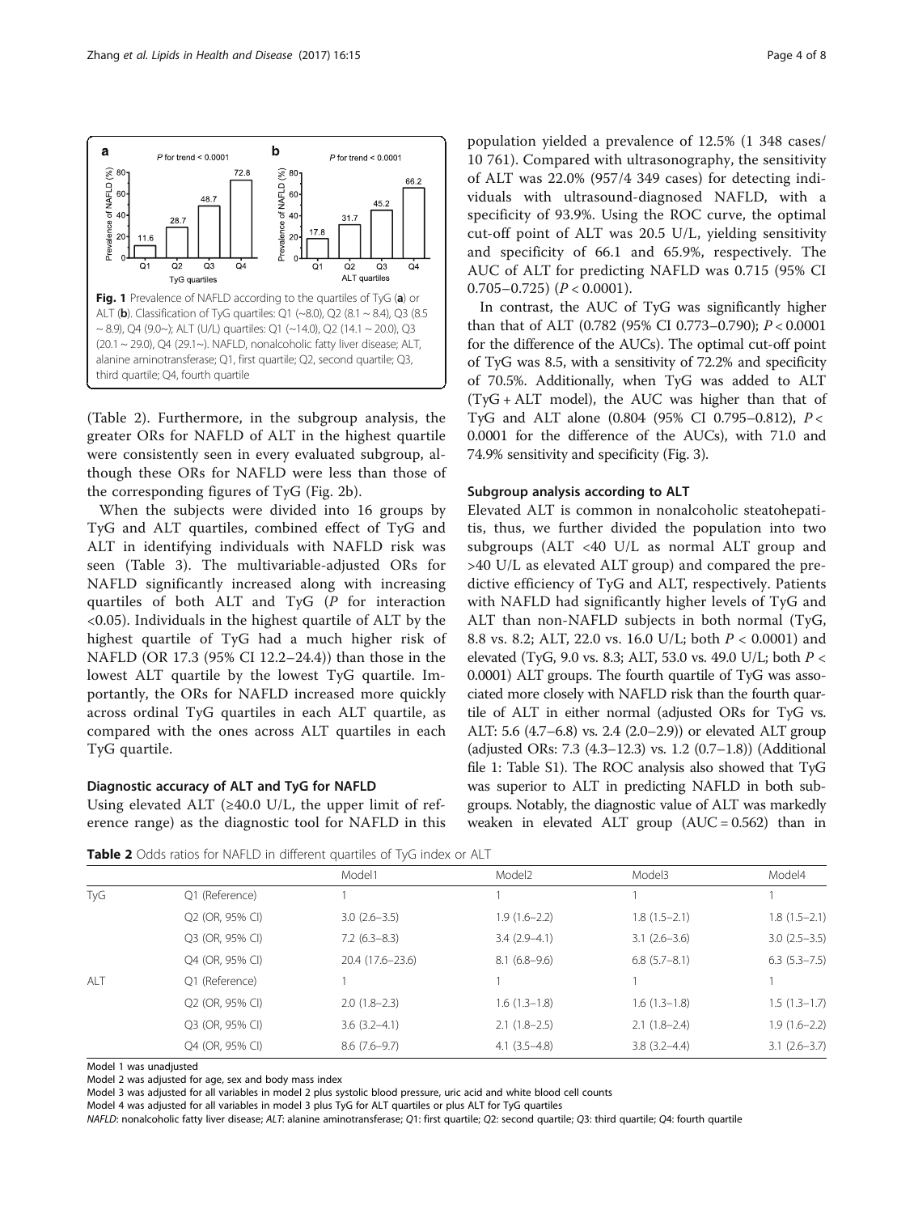**Fig. 1** Prevalence of NAFLD according to the quartiles of TyG (**a**) or ALT (**b**). Classification of TyG quartiles: Q1 (~8.0), Q2 (8.1 ~ 8.4), Q3 (8.5 ~ 8.9), Q4 (9.0~); ALT (U/L) quartiles: Q1 (~14.0), Q2 (14.1 ~ 20.0), Q3 (20.1 ~ 29.0), Q4 (29.1~). NAFLD, nonalcoholic fatty liver disease; ALT, alanine aminotransferase; Q1, first quartile; Q2, second quartile; Q3, third quartile; Q4, fourth quartile

(Table 2). Furthermore, in the subgroup analysis, the greater ORs for NAFLD of ALT in the highest quartile were consistently seen in every evaluated subgroup, although these ORs for NAFLD were less than those of the corresponding figures of TyG (Fig. 2b).

When the subjects were divided into 16 groups by TyG and ALT quartiles, combined effect of TyG and ALT in identifying individuals with NAFLD risk was seen (Table 3). The multivariable-adjusted ORs for NAFLD significantly increased along with increasing quartiles of both ALT and TyG (*P* for interaction <0.05). Individuals in the highest quartile of ALT by the highest quartile of TyG had a much higher risk of NAFLD (OR 17.3 (95% CI 12.2–24.4)) than those in the lowest ALT quartile by the lowest TyG quartile. Importantly, the ORs for NAFLD increased more quickly across ordinal TyG quartiles in each ALT quartile, as compared with the ones across ALT quartiles in each TyG quartile.

### Diagnostic accuracy of ALT and TyG for NAFLD

Using elevated ALT (≥40.0 U/L, the upper limit of reference range) as the diagnostic tool for NAFLD in this population yielded a prevalence of 12.5% (1 348 cases/ 10 761). Compared with ultrasonography, the sensitivity of ALT was 22.0% (957/4 349 cases) for detecting individuals with ultrasound-diagnosed NAFLD, with a specificity of 93.9%. Using the ROC curve, the optimal cut-off point of ALT was 20.5 U/L, yielding sensitivity and specificity of 66.1 and 65.9%, respectively. The AUC of ALT for predicting NAFLD was 0.715 (95% CI 0.705–0.725) ($P < 0.0001$).

In contrast, the AUC of TyG was significantly higher than that of ALT (0.782 (95% CI 0.773–0.790); $P < 0.0001$ for the difference of the AUCs). The optimal cut-off point of TyG was 8.5, with a sensitivity of 72.2% and specificity of 70.5%. Additionally, when TyG was added to ALT (TyG + ALT model), the AUC was higher than that of TyG and ALT alone (0.804 (95% CI 0.795–0.812), $P < 0.0001$ for the difference of the AUCs), with 71.0 and 74.9% sensitivity and specificity (Fig. 3).

### Subgroup analysis according to ALT

Elevated ALT is common in nonalcoholic steatohepatitis, thus, we further divided the population into two subgroups (ALT <40 U/L as normal ALT group and >40 U/L as elevated ALT group) and compared the predictive efficiency of TyG and ALT, respectively. Patients with NAFLD had significantly higher levels of TyG and ALT than non-NAFLD subjects in both normal (TyG, 8.8 vs. 8.2; ALT, 22.0 vs. 16.0 U/L; both $P < 0.0001$) and elevated (TyG, 9.0 vs. 8.3; ALT, 53.0 vs. 49.0 U/L; both $P < 0.0001$) ALT groups. The fourth quartile of TyG was associated more closely with NAFLD risk than the fourth quartile of ALT in either normal (adjusted ORs for TyG vs. ALT: 5.6 (4.7–6.8) vs. 2.4 (2.0–2.9)) or elevated ALT group (adjusted ORs: 7.3 (4.3–12.3) vs. 1.2 (0.7–1.8)) (Additional file 1: Table S1). The ROC analysis also showed that TyG was superior to ALT in predicting NAFLD in both subgroups. Notably, the diagnostic value of ALT was markedly weaken in elevated ALT group (AUC = 0.562) than in

**Table 2** Odds ratios for NAFLD in different quartiles of TyG index or ALT

| | | Model1 | Model2 | Model3 | Model4 |
|---|---|---|---|---|---|
| TyG | Q1 (Reference) | 1 | 1 | 1 | 1 |
| | Q2 (OR, 95% CI) | 3.0 (2.6–3.5) | 1.9 (1.6–2.2) | 1.8 (1.5–2.1) | 1.8 (1.5–2.1) |
| | Q3 (OR, 95% CI) | 7.2 (6.3–8.3) | 3.4 (2.9–4.1) | 3.1 (2.6–3.6) | 3.0 (2.5–3.5) |
| | Q4 (OR, 95% CI) | 20.4 (17.6–23.6) | 8.1 (6.8–9.6) | 6.8 (5.7–8.1) | 6.3 (5.3–7.5) |
| ALT | Q1 (Reference) | 1 | 1 | 1 | 1 |
| | Q2 (OR, 95% CI) | 2.0 (1.8–2.3) | 1.6 (1.3–1.8) | 1.6 (1.3–1.8) | 1.5 (1.3–1.7) |
| | Q3 (OR, 95% CI) | 3.6 (3.2–4.1) | 2.1 (1.8–2.5) | 2.1 (1.8–2.4) | 1.9 (1.6–2.2) |
| | Q4 (OR, 95% CI) | 8.6 (7.6–9.7) | 4.1 (3.5–4.8) | 3.8 (3.2–4.4) | 3.1 (2.6–3.7) |

Model 1 was unadjusted
Model 2 was adjusted for age, sex and body mass index
Model 3 was adjusted for all variables in model 2 plus systolic blood pressure, uric acid and white blood cell counts
Model 4 was adjusted for all variables in model 3 plus TyG for ALT quartiles or plus ALT for TyG quartiles
*NAFLD*: nonalcoholic fatty liver disease; *ALT*: alanine aminotransferase; *Q1*: first quartile; *Q2*: second quartile; *Q3*: third quartile; *Q4*: fourth quartile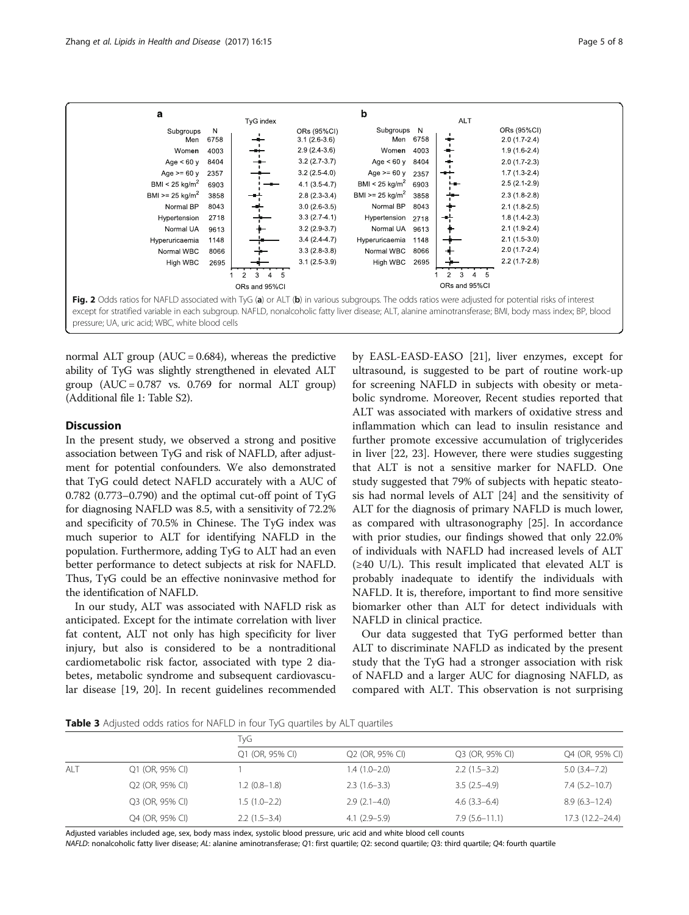**Fig. 2** Odds ratios for NAFLD associated with TyG (**a**) or ALT (**b**) in various subgroups. The odds ratios were adjusted for potential risks of interest except for stratified variable in each subgroup. NAFLD, nonalcoholic fatty liver disease; ALT, alanine aminotransferase; BMI, body mass index; BP, blood pressure; UA, uric acid; WBC, white blood cells

normal ALT group (AUC = 0.684), whereas the predictive ability of TyG was slightly strengthened in elevated ALT group (AUC = 0.787 vs. 0.769 for normal ALT group) (Additional file 1: Table S2).

## Discussion

In the present study, we observed a strong and positive association between TyG and risk of NAFLD, after adjustment for potential confounders. We also demonstrated that TyG could detect NAFLD accurately with a AUC of 0.782 (0.773–0.790) and the optimal cut-off point of TyG for diagnosing NAFLD was 8.5, with a sensitivity of 72.2% and specificity of 70.5% in Chinese. The TyG index was much superior to ALT for identifying NAFLD in the population. Furthermore, adding TyG to ALT had an even better performance to detect subjects at risk for NAFLD. Thus, TyG could be an effective noninvasive method for the identification of NAFLD.

In our study, ALT was associated with NAFLD risk as anticipated. Except for the intimate correlation with liver fat content, ALT not only has high specificity for liver injury, but also is considered to be a nontraditional cardiometabolic risk factor, associated with type 2 diabetes, metabolic syndrome and subsequent cardiovascular disease [19, 20]. In recent guidelines recommended by EASL-EASD-EASO [21], liver enzymes, except for ultrasound, is suggested to be part of routine work-up for screening NAFLD in subjects with obesity or metabolic syndrome. Moreover, Recent studies reported that ALT was associated with markers of oxidative stress and inflammation which can lead to insulin resistance and further promote excessive accumulation of triglycerides in liver [22, 23]. However, there were studies suggesting that ALT is not a sensitive marker for NAFLD. One study suggested that 79% of subjects with hepatic steatosis had normal levels of ALT [24] and the sensitivity of ALT for the diagnosis of primary NAFLD is much lower, as compared with ultrasonography [25]. In accordance with prior studies, our findings showed that only 22.0% of individuals with NAFLD had increased levels of ALT (≥40 U/L). This result implicated that elevated ALT is probably inadequate to identify the individuals with NAFLD. It is, therefore, important to find more sensitive biomarker other than ALT for detect individuals with NAFLD in clinical practice.

Our data suggested that TyG performed better than ALT to discriminate NAFLD as indicated by the present study that the TyG had a stronger association with risk of NAFLD and a larger AUC for diagnosing NAFLD, as compared with ALT. This observation is not surprising

**Table 3** Adjusted odds ratios for NAFLD in four TyG quartiles by ALT quartiles

| | | TyG | | | |
|---|---|---|---|---|---|
| | | Q1 (OR, 95% CI) | Q2 (OR, 95% CI) | Q3 (OR, 95% CI) | Q4 (OR, 95% CI) |
| ALT | Q1 (OR, 95% CI) | 1 | 1.4 (1.0–2.0) | 2.2 (1.5–3.2) | 5.0 (3.4–7.2) |
| | Q2 (OR, 95% CI) | 1.2 (0.8–1.8) | 2.3 (1.6–3.3) | 3.5 (2.5–4.9) | 7.4 (5.2–10.7) |
| | Q3 (OR, 95% CI) | 1.5 (1.0–2.2) | 2.9 (2.1–4.0) | 4.6 (3.3–6.4) | 8.9 (6.3–12.4) |
| | Q4 (OR, 95% CI) | 2.2 (1.5–3.4) | 4.1 (2.9–5.9) | 7.9 (5.6–11.1) | 17.3 (12.2–24.4) |

Adjusted variables included age, sex, body mass index, systolic blood pressure, uric acid and white blood cell counts

*NAFLD*: nonalcoholic fatty liver disease; *AL*: alanine aminotransferase; *Q1*: first quartile; *Q2*: second quartile; *Q3*: third quartile; *Q4*: fourth quartile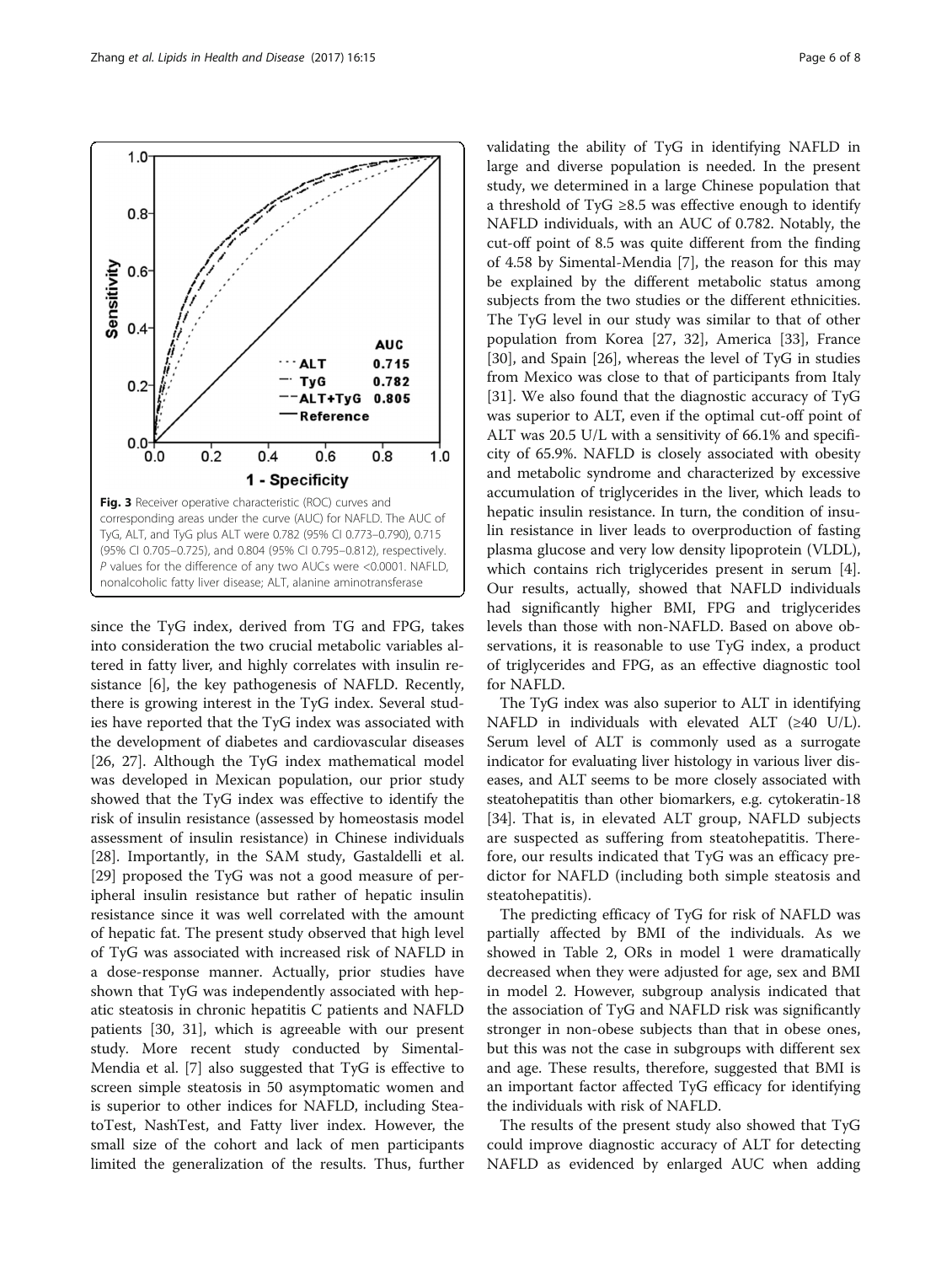Fig. 3 Receiver operative characteristic (ROC) curves and corresponding areas under the curve (AUC) for NAFLD. The AUC of TyG, ALT, and TyG plus ALT were 0.782 (95% CI 0.773–0.790), 0.715 (95% CI 0.705–0.725), and 0.804 (95% CI 0.795–0.812), respectively. *P* values for the difference of any two AUCs were <0.0001. NAFLD, nonalcoholic fatty liver disease; ALT, alanine aminotransferase

since the TyG index, derived from TG and FPG, takes into consideration the two crucial metabolic variables altered in fatty liver, and highly correlates with insulin resistance [6], the key pathogenesis of NAFLD. Recently, there is growing interest in the TyG index. Several studies have reported that the TyG index was associated with the development of diabetes and cardiovascular diseases [26, 27]. Although the TyG index mathematical model was developed in Mexican population, our prior study showed that the TyG index was effective to identify the risk of insulin resistance (assessed by homeostasis model assessment of insulin resistance) in Chinese individuals [28]. Importantly, in the SAM study, Gastaldelli et al. [29] proposed the TyG was not a good measure of peripheral insulin resistance but rather of hepatic insulin resistance since it was well correlated with the amount of hepatic fat. The present study observed that high level of TyG was associated with increased risk of NAFLD in a dose-response manner. Actually, prior studies have shown that TyG was independently associated with hepatic steatosis in chronic hepatitis C patients and NAFLD patients [30, 31], which is agreeable with our present study. More recent study conducted by Simental-Mendia et al. [7] also suggested that TyG is effective to screen simple steatosis in 50 asymptomatic women and is superior to other indices for NAFLD, including SteatoTest, NashTest, and Fatty liver index. However, the small size of the cohort and lack of men participants limited the generalization of the results. Thus, further validating the ability of TyG in identifying NAFLD in large and diverse population is needed. In the present study, we determined in a large Chinese population that a threshold of TyG ≥8.5 was effective enough to identify NAFLD individuals, with an AUC of 0.782. Notably, the cut-off point of 8.5 was quite different from the finding of 4.58 by Simental-Mendia [7], the reason for this may be explained by the different metabolic status among subjects from the two studies or the different ethnicities. The TyG level in our study was similar to that of other population from Korea [27, 32], America [33], France [30], and Spain [26], whereas the level of TyG in studies from Mexico was close to that of participants from Italy [31]. We also found that the diagnostic accuracy of TyG was superior to ALT, even if the optimal cut-off point of ALT was 20.5 U/L with a sensitivity of 66.1% and specificity of 65.9%. NAFLD is closely associated with obesity and metabolic syndrome and characterized by excessive accumulation of triglycerides in the liver, which leads to hepatic insulin resistance. In turn, the condition of insulin resistance in liver leads to overproduction of fasting plasma glucose and very low density lipoprotein (VLDL), which contains rich triglycerides present in serum [4]. Our results, actually, showed that NAFLD individuals had significantly higher BMI, FPG and triglycerides levels than those with non-NAFLD. Based on above observations, it is reasonable to use TyG index, a product of triglycerides and FPG, as an effective diagnostic tool for NAFLD.

The TyG index was also superior to ALT in identifying NAFLD in individuals with elevated ALT (≥40 U/L). Serum level of ALT is commonly used as a surrogate indicator for evaluating liver histology in various liver diseases, and ALT seems to be more closely associated with steatohepatitis than other biomarkers, e.g. cytokeratin-18 [34]. That is, in elevated ALT group, NAFLD subjects are suspected as suffering from steatohepatitis. Therefore, our results indicated that TyG was an efficacy predictor for NAFLD (including both simple steatosis and steatohepatitis).

The predicting efficacy of TyG for risk of NAFLD was partially affected by BMI of the individuals. As we showed in Table 2, ORs in model 1 were dramatically decreased when they were adjusted for age, sex and BMI in model 2. However, subgroup analysis indicated that the association of TyG and NAFLD risk was significantly stronger in non-obese subjects than that in obese ones, but this was not the case in subgroups with different sex and age. These results, therefore, suggested that BMI is an important factor affected TyG efficacy for identifying the individuals with risk of NAFLD.

The results of the present study also showed that TyG could improve diagnostic accuracy of ALT for detecting NAFLD as evidenced by enlarged AUC when adding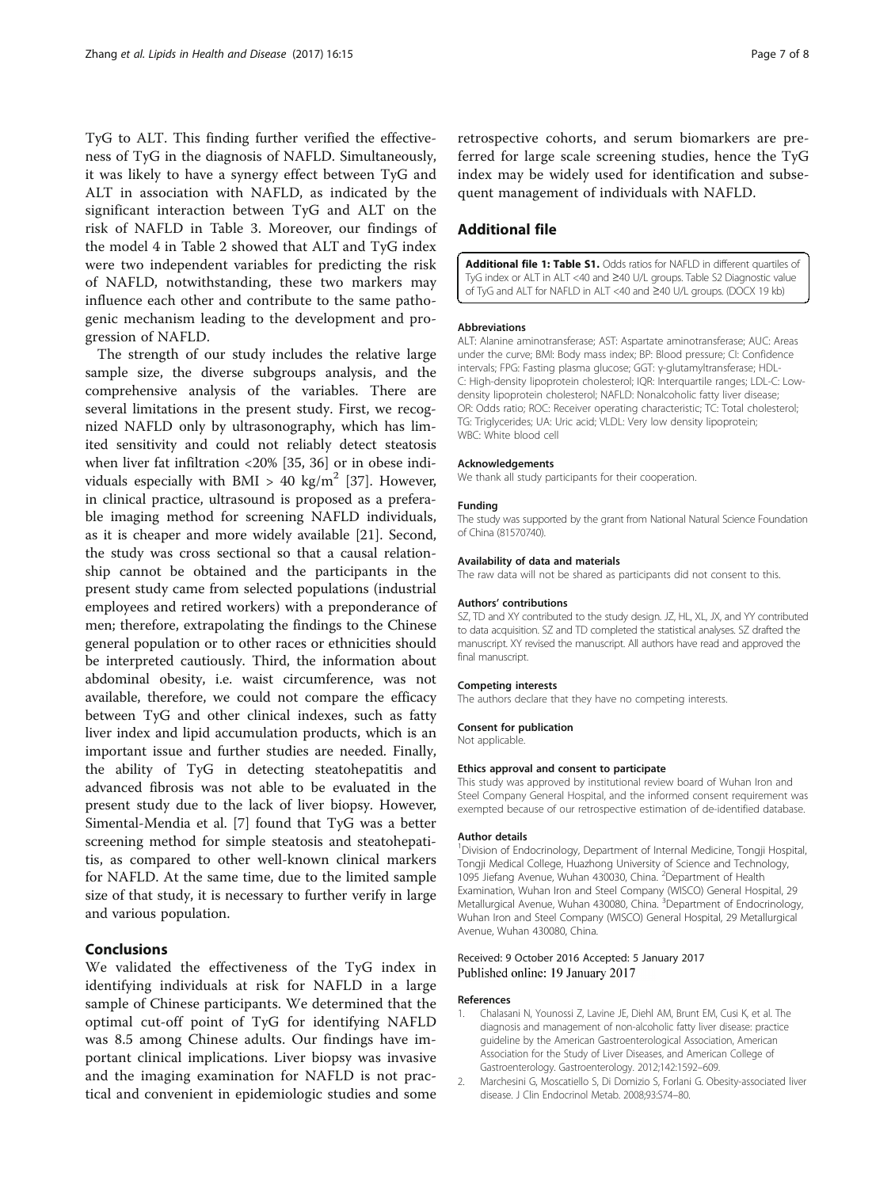TyG to ALT. This finding further verified the effectiveness of TyG in the diagnosis of NAFLD. Simultaneously, it was likely to have a synergy effect between TyG and ALT in association with NAFLD, as indicated by the significant interaction between TyG and ALT on the risk of NAFLD in Table 3. Moreover, our findings of the model 4 in Table 2 showed that ALT and TyG index were two independent variables for predicting the risk of NAFLD, notwithstanding, these two markers may influence each other and contribute to the same pathogenic mechanism leading to the development and progression of NAFLD.

The strength of our study includes the relative large sample size, the diverse subgroups analysis, and the comprehensive analysis of the variables. There are several limitations in the present study. First, we recognized NAFLD only by ultrasonography, which has limited sensitivity and could not reliably detect steatosis when liver fat infiltration <20% [35, 36] or in obese individuals especially with BMI > 40 $kg/m^2$ [37]. However, in clinical practice, ultrasound is proposed as a preferable imaging method for screening NAFLD individuals, as it is cheaper and more widely available [21]. Second, the study was cross sectional so that a causal relationship cannot be obtained and the participants in the present study came from selected populations (industrial employees and retired workers) with a preponderance of men; therefore, extrapolating the findings to the Chinese general population or to other races or ethnicities should be interpreted cautiously. Third, the information about abdominal obesity, i.e. waist circumference, was not available, therefore, we could not compare the efficacy between TyG and other clinical indexes, such as fatty liver index and lipid accumulation products, which is an important issue and further studies are needed. Finally, the ability of TyG in detecting steatohepatitis and advanced fibrosis was not able to be evaluated in the present study due to the lack of liver biopsy. However, Simental-Mendia et al. [7] found that TyG was a better screening method for simple steatosis and steatohepatitis, as compared to other well-known clinical markers for NAFLD. At the same time, due to the limited sample size of that study, it is necessary to further verify in large and various population.

## Conclusions

We validated the effectiveness of the TyG index in identifying individuals at risk for NAFLD in a large sample of Chinese participants. We determined that the optimal cut-off point of TyG for identifying NAFLD was 8.5 among Chinese adults. Our findings have important clinical implications. Liver biopsy was invasive and the imaging examination for NAFLD is not practical and convenient in epidemiologic studies and some retrospective cohorts, and serum biomarkers are preferred for large scale screening studies, hence the TyG index may be widely used for identification and subsequent management of individuals with NAFLD.

## Additional file

**Additional file 1: Table S1.** Odds ratios for NAFLD in different quartiles of TyG index or ALT in ALT <40 and ≥40 U/L groups. Table S2 Diagnostic value of TyG and ALT for NAFLD in ALT <40 and ≥40 U/L groups. (DOCX 19 kb)

#### Abbreviations

ALT: Alanine aminotransferase; AST: Aspartate aminotransferase; AUC: Areas under the curve; BMI: Body mass index; BP: Blood pressure; CI: Confidence intervals; FPG: Fasting plasma glucose; GGT: γ-glutamyltransferase; HDL-C: High-density lipoprotein cholesterol; IQR: Interquartile ranges; LDL-C: Low-density lipoprotein cholesterol; NAFLD: Nonalcoholic fatty liver disease; OR: Odds ratio; ROC: Receiver operating characteristic; TC: Total cholesterol; TG: Triglycerides; UA: Uric acid; VLDL: Very low density lipoprotein; WBC: White blood cell

#### Acknowledgements

We thank all study participants for their cooperation.

#### Funding

The study was supported by the grant from National Natural Science Foundation of China (81570740).

#### Availability of data and materials

The raw data will not be shared as participants did not consent to this.

#### Authors' contributions

SZ, TD and XY contributed to the study design. JZ, HL, XL, JX, and YY contributed to data acquisition. SZ and TD completed the statistical analyses. SZ drafted the manuscript. XY revised the manuscript. All authors have read and approved the final manuscript.

#### Competing interests

The authors declare that they have no competing interests.

#### Consent for publication

Not applicable.

#### Ethics approval and consent to participate

This study was approved by institutional review board of Wuhan Iron and Steel Company General Hospital, and the informed consent requirement was exempted because of our retrospective estimation of de-identified database.

#### Author details

[1]Division of Endocrinology, Department of Internal Medicine, Tongji Hospital, Tongji Medical College, Huazhong University of Science and Technology, 1095 Jiefang Avenue, Wuhan 430030, China. [2]Department of Health Examination, Wuhan Iron and Steel Company (WISCO) General Hospital, 29 Metallurgical Avenue, Wuhan 430080, China. [3]Department of Endocrinology, Wuhan Iron and Steel Company (WISCO) General Hospital, 29 Metallurgical Avenue, Wuhan 430080, China.

Received: 9 October 2016 Accepted: 5 January 2017
Published online: 19 January 2017

#### References

1. Chalasani N, Younossi Z, Lavine JE, Diehl AM, Brunt EM, Cusi K, et al. The diagnosis and management of non-alcoholic fatty liver disease: practice guideline by the American Gastroenterological Association, American Association for the Study of Liver Diseases, and American College of Gastroenterology. Gastroenterology. 2012;142:1592–609.
2. Marchesini G, Moscatiello S, Di Domizio S, Forlani G. Obesity-associated liver disease. J Clin Endocrinol Metab. 2008;93:S74–80.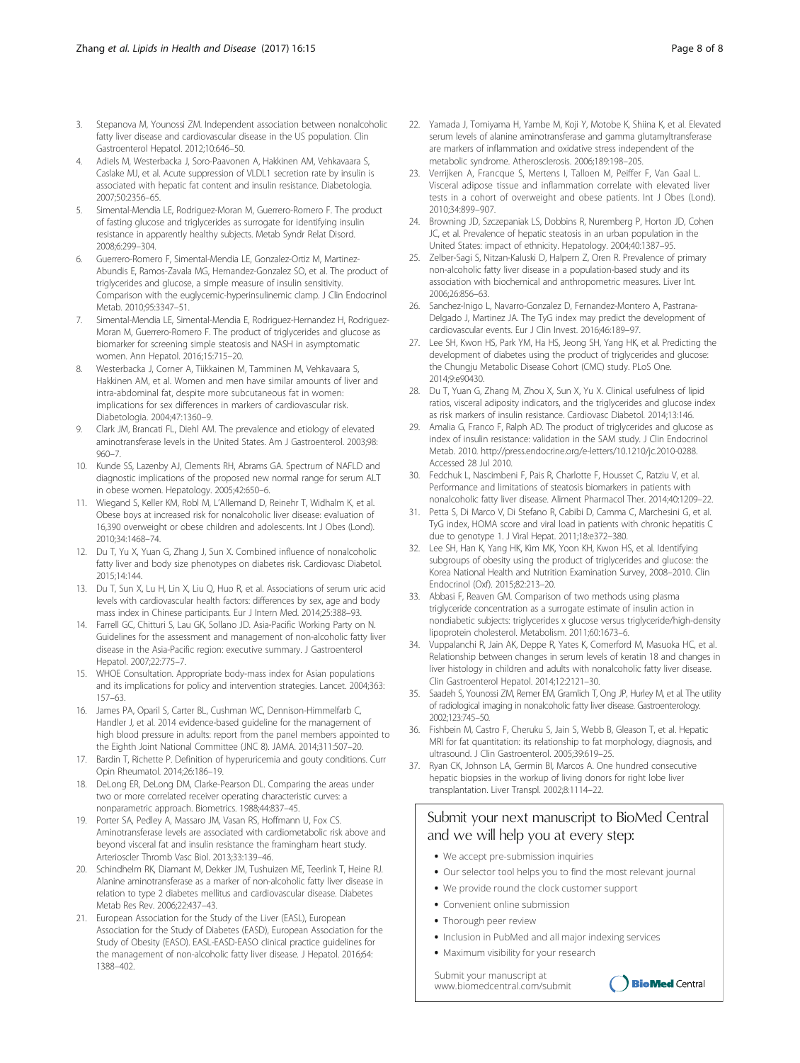3. Stepanova M, Younossi ZM. Independent association between nonalcoholic fatty liver disease and cardiovascular disease in the US population. Clin Gastroenterol Hepatol. 2012;10:646–50.
4. Adiels M, Westerbacka J, Soro-Paavonen A, Hakkinen AM, Vehkavaara S, Caslake MJ, et al. Acute suppression of VLDL1 secretion rate by insulin is associated with hepatic fat content and insulin resistance. Diabetologia. 2007;50:2356–65.
5. Simental-Mendia LE, Rodriguez-Moran M, Guerrero-Romero F. The product of fasting glucose and triglycerides as surrogate for identifying insulin resistance in apparently healthy subjects. Metab Syndr Relat Disord. 2008;6:299–304.
6. Guerrero-Romero F, Simental-Mendia LE, Gonzalez-Ortiz M, Martinez-Abundis E, Ramos-Zavala MG, Hernandez-Gonzalez SO, et al. The product of triglycerides and glucose, a simple measure of insulin sensitivity. Comparison with the euglycemic-hyperinsulinemic clamp. J Clin Endocrinol Metab. 2010;95:3347–51.
7. Simental-Mendia LE, Simental-Mendia E, Rodriguez-Hernandez H, Rodriguez-Moran M, Guerrero-Romero F. The product of triglycerides and glucose as biomarker for screening simple steatosis and NASH in asymptomatic women. Ann Hepatol. 2016;15:715–20.
8. Westerbacka J, Corner A, Tiikkainen M, Tamminen M, Vehkavaara S, Hakkinen AM, et al. Women and men have similar amounts of liver and intra-abdominal fat, despite more subcutaneous fat in women: implications for sex differences in markers of cardiovascular risk. Diabetologia. 2004;47:1360–9.
9. Clark JM, Brancati FL, Diehl AM. The prevalence and etiology of elevated aminotransferase levels in the United States. Am J Gastroenterol. 2003;98: 960–7.
10. Kunde SS, Lazenby AJ, Clements RH, Abrams GA. Spectrum of NAFLD and diagnostic implications of the proposed new normal range for serum ALT in obese women. Hepatology. 2005;42:650–6.
11. Wiegand S, Keller KM, Robl M, L'Allemand D, Reinehr T, Widhalm K, et al. Obese boys at increased risk for nonalcoholic liver disease: evaluation of 16,390 overweight or obese children and adolescents. Int J Obes (Lond). 2010;34:1468–74.
12. Du T, Yu X, Yuan G, Zhang J, Sun X. Combined influence of nonalcoholic fatty liver and body size phenotypes on diabetes risk. Cardiovasc Diabetol. 2015;14:144.
13. Du T, Sun X, Lu H, Lin X, Liu Q, Huo R, et al. Associations of serum uric acid levels with cardiovascular health factors: differences by sex, age and body mass index in Chinese participants. Eur J Intern Med. 2014;25:388–93.
14. Farrell GC, Chitturi S, Lau GK, Sollano JD. Asia-Pacific Working Party on N. Guidelines for the assessment and management of non-alcoholic fatty liver disease in the Asia-Pacific region: executive summary. J Gastroenterol Hepatol. 2007;22:775–7.
15. WHOE Consultation. Appropriate body-mass index for Asian populations and its implications for policy and intervention strategies. Lancet. 2004;363: 157–63.
16. James PA, Oparil S, Carter BL, Cushman WC, Dennison-Himmelfarb C, Handler J, et al. 2014 evidence-based guideline for the management of high blood pressure in adults: report from the panel members appointed to the Eighth Joint National Committee (JNC 8). JAMA. 2014;311:507–20.
17. Bardin T, Richette P. Definition of hyperuricemia and gouty conditions. Curr Opin Rheumatol. 2014;26:186–19.
18. DeLong ER, DeLong DM, Clarke-Pearson DL. Comparing the areas under two or more correlated receiver operating characteristic curves: a nonparametric approach. Biometrics. 1988;44:837–45.
19. Porter SA, Pedley A, Massaro JM, Vasan RS, Hoffmann U, Fox CS. Aminotransferase levels are associated with cardiometabolic risk above and beyond visceral fat and insulin resistance the framingham heart study. Arterioscler Thromb Vasc Biol. 2013;33:139–46.
20. Schindhelm RK, Diamant M, Dekker JM, Tushuizen ME, Teerlink T, Heine RJ. Alanine aminotransferase as a marker of non-alcoholic fatty liver disease in relation to type 2 diabetes mellitus and cardiovascular disease. Diabetes Metab Res Rev. 2006;22:437–43.
21. European Association for the Study of the Liver (EASL), European Association for the Study of Diabetes (EASD), European Association for the Study of Obesity (EASO). EASL-EASD-EASO clinical practice guidelines for the management of non-alcoholic fatty liver disease. J Hepatol. 2016;64: 1388–402.
22. Yamada J, Tomiyama H, Yambe M, Koji Y, Motobe K, Shiina K, et al. Elevated serum levels of alanine aminotransferase and gamma glutamyltransferase are markers of inflammation and oxidative stress independent of the metabolic syndrome. Atherosclerosis. 2006;189:198–205.
23. Verrijken A, Francque S, Mertens I, Talloen M, Peiffer F, Van Gaal L. Visceral adipose tissue and inflammation correlate with elevated liver tests in a cohort of overweight and obese patients. Int J Obes (Lond). 2010;34:899–907.
24. Browning JD, Szczepaniak LS, Dobbins R, Nuremberg P, Horton JD, Cohen JC, et al. Prevalence of hepatic steatosis in an urban population in the United States: impact of ethnicity. Hepatology. 2004;40:1387–95.
25. Zelber-Sagi S, Nitzan-Kaluski D, Halpern Z, Oren R. Prevalence of primary non-alcoholic fatty liver disease in a population-based study and its association with biochemical and anthropometric measures. Liver Int. 2006;26:856–63.
26. Sanchez-Inigo L, Navarro-Gonzalez D, Fernandez-Montero A, Pastrana-Delgado J, Martinez JA. The TyG index may predict the development of cardiovascular events. Eur J Clin Invest. 2016;46:189–97.
27. Lee SH, Kwon HS, Park YM, Ha HS, Jeong SH, Yang HK, et al. Predicting the development of diabetes using the product of triglycerides and glucose: the Chungju Metabolic Disease Cohort (CMC) study. PLoS One. 2014;9:e90430.
28. Du T, Yuan G, Zhang M, Zhou X, Sun X, Yu X. Clinical usefulness of lipid ratios, visceral adiposity indicators, and the triglycerides and glucose index as risk markers of insulin resistance. Cardiovasc Diabetol. 2014;13:146.
29. Amalia G, Franco F, Ralph AD. The product of triglycerides and glucose as index of insulin resistance: validation in the SAM study. J Clin Endocrinol Metab. 2010. http://press.endocrine.org/e-letters/10.1210/jc.2010-0288. Accessed 28 Jul 2010.
30. Fedchuk L, Nascimbeni F, Pais R, Charlotte F, Housset C, Ratziu V, et al. Performance and limitations of steatosis biomarkers in patients with nonalcoholic fatty liver disease. Aliment Pharmacol Ther. 2014;40:1209–22.
31. Petta S, Di Marco V, Di Stefano R, Cabibi D, Camma C, Marchesini G, et al. TyG index, HOMA score and viral load in patients with chronic hepatitis C due to genotype 1. J Viral Hepat. 2011;18:e372–380.
32. Lee SH, Han K, Yang HK, Kim MK, Yoon KH, Kwon HS, et al. Identifying subgroups of obesity using the product of triglycerides and glucose: the Korea National Health and Nutrition Examination Survey, 2008–2010. Clin Endocrinol (Oxf). 2015;82:213–20.
33. Abbasi F, Reaven GM. Comparison of two methods using plasma triglyceride concentration as a surrogate estimate of insulin action in nondiabetic subjects: triglycerides x glucose versus triglyceride/high-density lipoprotein cholesterol. Metabolism. 2011;60:1673–6.
34. Vuppalanchi R, Jain AK, Deppe R, Yates K, Comerford M, Masuoka HC, et al. Relationship between changes in serum levels of keratin 18 and changes in liver histology in children and adults with nonalcoholic fatty liver disease. Clin Gastroenterol Hepatol. 2014;12:2121–30.
35. Saadeh S, Younossi ZM, Remer EM, Gramlich T, Ong JP, Hurley M, et al. The utility of radiological imaging in nonalcoholic fatty liver disease. Gastroenterology. 2002;123:745–50.
36. Fishbein M, Castro F, Cheruku S, Jain S, Webb B, Gleason T, et al. Hepatic MRI for fat quantitation: its relationship to fat morphology, diagnosis, and ultrasound. J Clin Gastroenterol. 2005;39:619–25.
37. Ryan CK, Johnson LA, Germin BI, Marcos A. One hundred consecutive hepatic biopsies in the workup of living donors for right lobe liver transplantation. Liver Transpl. 2002;8:1114–22.

Submit your next manuscript to BioMed Central and we will help you at every step:

- We accept pre-submission inquiries
- Our selector tool helps you to find the most relevant journal
- We provide round the clock customer support
- Convenient online submission
- Thorough peer review
- Inclusion in PubMed and all major indexing services
- Maximum visibility for your research

Submit your manuscript at
www.biomedcentral.com/submit

BioMed Central